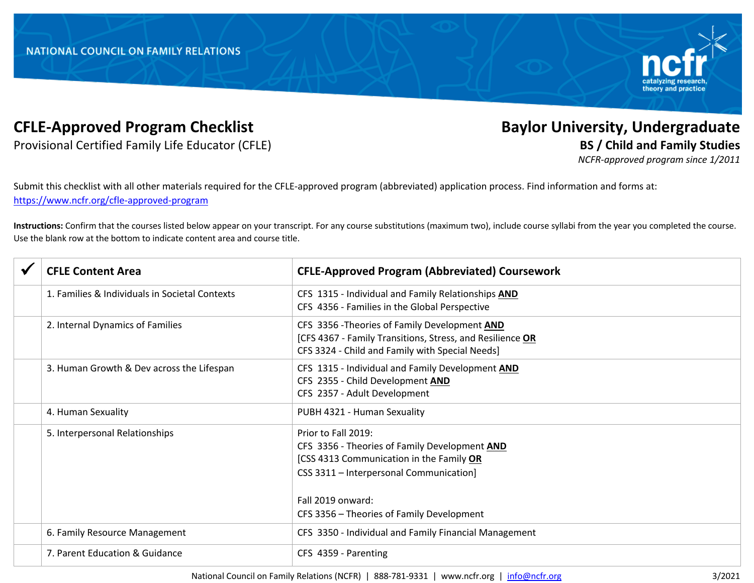NATIONAL COUNCIL ON FAMILY RELATIONS

# CFLE-Approved Program Checklist

Provisional Certified Family Life Educator (CFLE)

## Baylor University, Undergraduate

**BS / Child and Family Studies**

*NCFR-approved program since 1/2011*

Submit this checklist with all other materials required for the CFLE-approved program (abbreviated) application process. Find information and forms at: https://www.ncfr.org/cfle-approved-program

**Instructions:** Confirm that the courses listed below appear on your transcript. For any course substitutions (maximum two), include course syllabi from the year you completed the course. Use the blank row at the bottom to indicate content area and course title.

| ✔ | CFLE Content Area | CFLE-Approved Program (Abbreviated) Coursework |
|---|---|---|
| | 1. Families & Individuals in Societal Contexts | CFS 1315 - Individual and Family Relationships **AND**<br>CFS 4356 - Families in the Global Perspective |
| | 2. Internal Dynamics of Families | CFS 3356 -Theories of Family Development **AND**<br>[CFS 4367 - Family Transitions, Stress, and Resilience **OR**<br>CFS 3324 - Child and Family with Special Needs] |
| | 3. Human Growth & Dev across the Lifespan | CFS 1315 - Individual and Family Development **AND**<br>CFS 2355 - Child Development **AND**<br>CFS 2357 - Adult Development |
| | 4. Human Sexuality | PUBH 4321 - Human Sexuality |
| | 5. Interpersonal Relationships | Prior to Fall 2019:<br>CFS 3356 - Theories of Family Development **AND**<br>[CSS 4313 Communication in the Family **OR**<br>CSS 3311 – Interpersonal Communication]<br><br>Fall 2019 onward:<br>CFS 3356 – Theories of Family Development |
| | 6. Family Resource Management | CFS 3350 - Individual and Family Financial Management |
| | 7. Parent Education & Guidance | CFS 4359 - Parenting |

National Council on Family Relations (NCFR) | 888-781-9331 | www.ncfr.org | info@ncfr.org 3/2021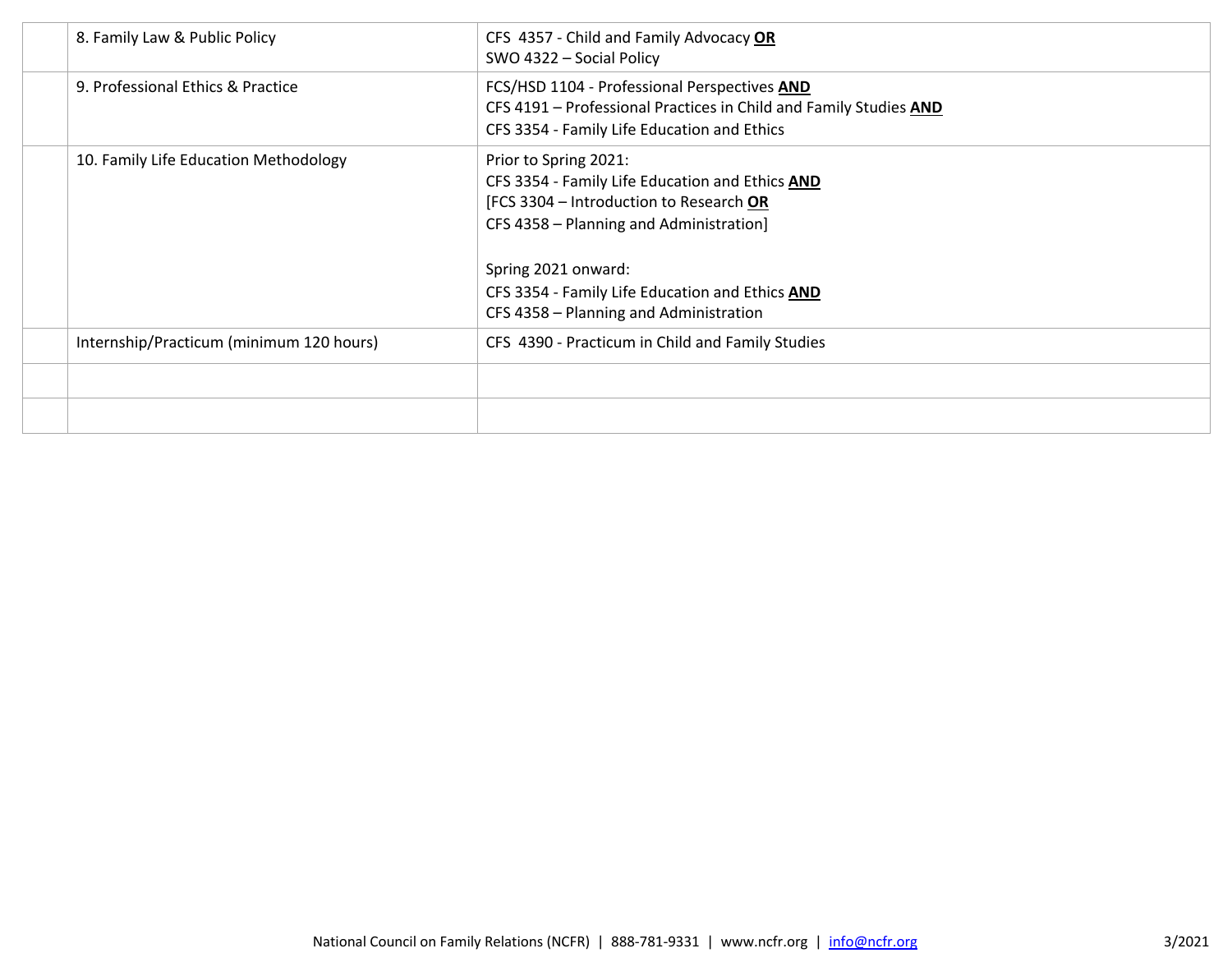| | | |
|---|---|---|
| | 8. Family Law & Public Policy | CFS 4357 - Child and Family Advocacy **OR**<br>SWO 4322 – Social Policy |
| | 9. Professional Ethics & Practice | FCS/HSD 1104 - Professional Perspectives **AND**<br>CFS 4191 – Professional Practices in Child and Family Studies **AND**<br>CFS 3354 - Family Life Education and Ethics |
| | 10. Family Life Education Methodology | Prior to Spring 2021:<br>CFS 3354 - Family Life Education and Ethics **AND**<br>[FCS 3304 – Introduction to Research **OR**<br>CFS 4358 – Planning and Administration]<br><br>Spring 2021 onward:<br>CFS 3354 - Family Life Education and Ethics **AND**<br>CFS 4358 – Planning and Administration |
| | Internship/Practicum (minimum 120 hours) | CFS 4390 - Practicum in Child and Family Studies |
| | | |
| | | |

National Council on Family Relations (NCFR) | 888-781-9331 | www.ncfr.org | info@ncfr.org 3/2021